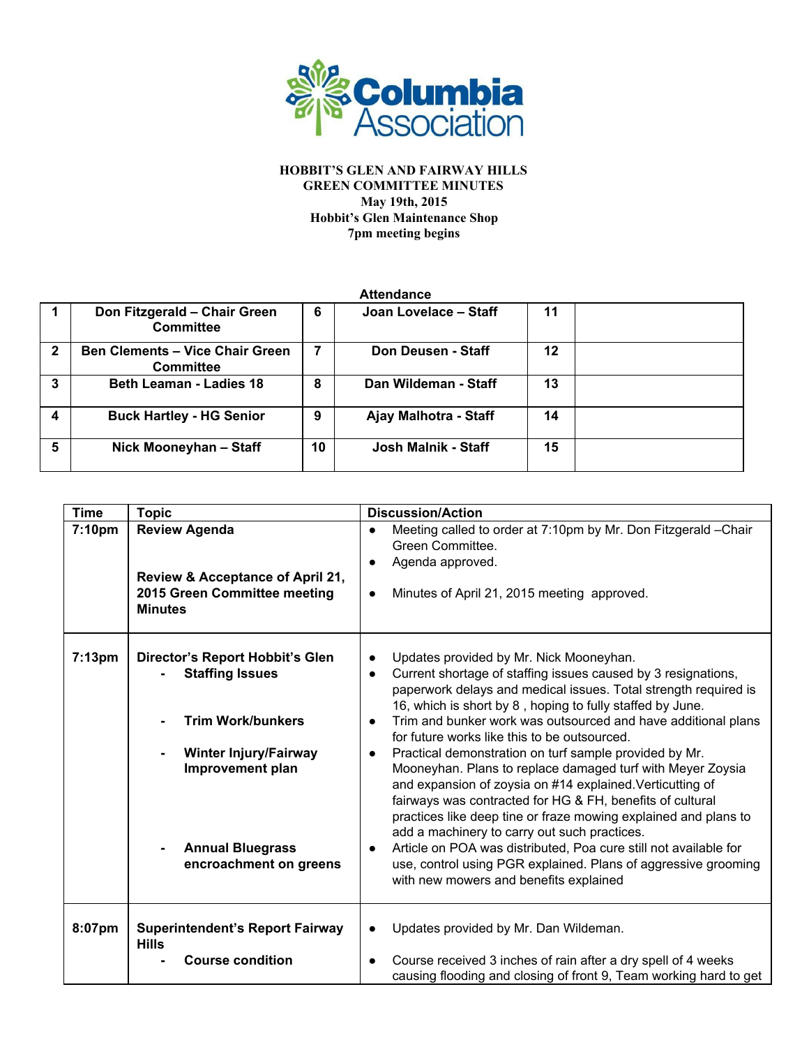Columbia Association

**HOBBIT'S GLEN AND FAIRWAY HILLS**
**GREEN COMMITTEE MINUTES**
**May 19th, 2015**
**Hobbit's Glen Maintenance Shop**
**7pm meeting begins**

**Attendance**

| | | | | | |
|---|---|---|---|---|---|
| **1** | **Don Fitzgerald – Chair Green Committee** | **6** | **Joan Lovelace – Staff** | **11** | |
| **2** | **Ben Clements – Vice Chair Green Committee** | **7** | **Don Deusen - Staff** | **12** | |
| **3** | **Beth Leaman - Ladies 18** | **8** | **Dan Wildeman - Staff** | **13** | |
| **4** | **Buck Hartley - HG Senior** | **9** | **Ajay Malhotra - Staff** | **14** | |
| **5** | **Nick Mooneyhan – Staff** | **10** | **Josh Malnik - Staff** | **15** | |

| Time | Topic | Discussion/Action |
|---|---|---|
| **7:10pm** | **Review Agenda**<br><br>**Review & Acceptance of April 21, 2015 Green Committee meeting Minutes** | ● Meeting called to order at 7:10pm by Mr. Don Fitzgerald –Chair Green Committee.<br>● Agenda approved.<br><br>● Minutes of April 21, 2015 meeting approved. |
| **7:13pm** | **Director's Report Hobbit's Glen**<br>- **Staffing Issues**<br><br>- **Trim Work/bunkers**<br><br>- **Winter Injury/Fairway Improvement plan**<br><br>- **Annual Bluegrass encroachment on greens** | ● Updates provided by Mr. Nick Mooneyhan.<br>● Current shortage of staffing issues caused by 3 resignations, paperwork delays and medical issues. Total strength required is 16, which is short by 8 , hoping to fully staffed by June.<br>● Trim and bunker work was outsourced and have additional plans for future works like this to be outsourced.<br>● Practical demonstration on turf sample provided by Mr. Mooneyhan. Plans to replace damaged turf with Meyer Zoysia and expansion of zoysia on #14 explained.Verticutting of fairways was contracted for HG & FH, benefits of cultural practices like deep tine or fraze mowing explained and plans to add a machinery to carry out such practices.<br>● Article on POA was distributed, Poa cure still not available for use, control using PGR explained. Plans of aggressive grooming with new mowers and benefits explained |
| **8:07pm** | **Superintendent's Report Fairway Hills**<br>- **Course condition** | ● Updates provided by Mr. Dan Wildeman.<br><br>● Course received 3 inches of rain after a dry spell of 4 weeks causing flooding and closing of front 9, Team working hard to get |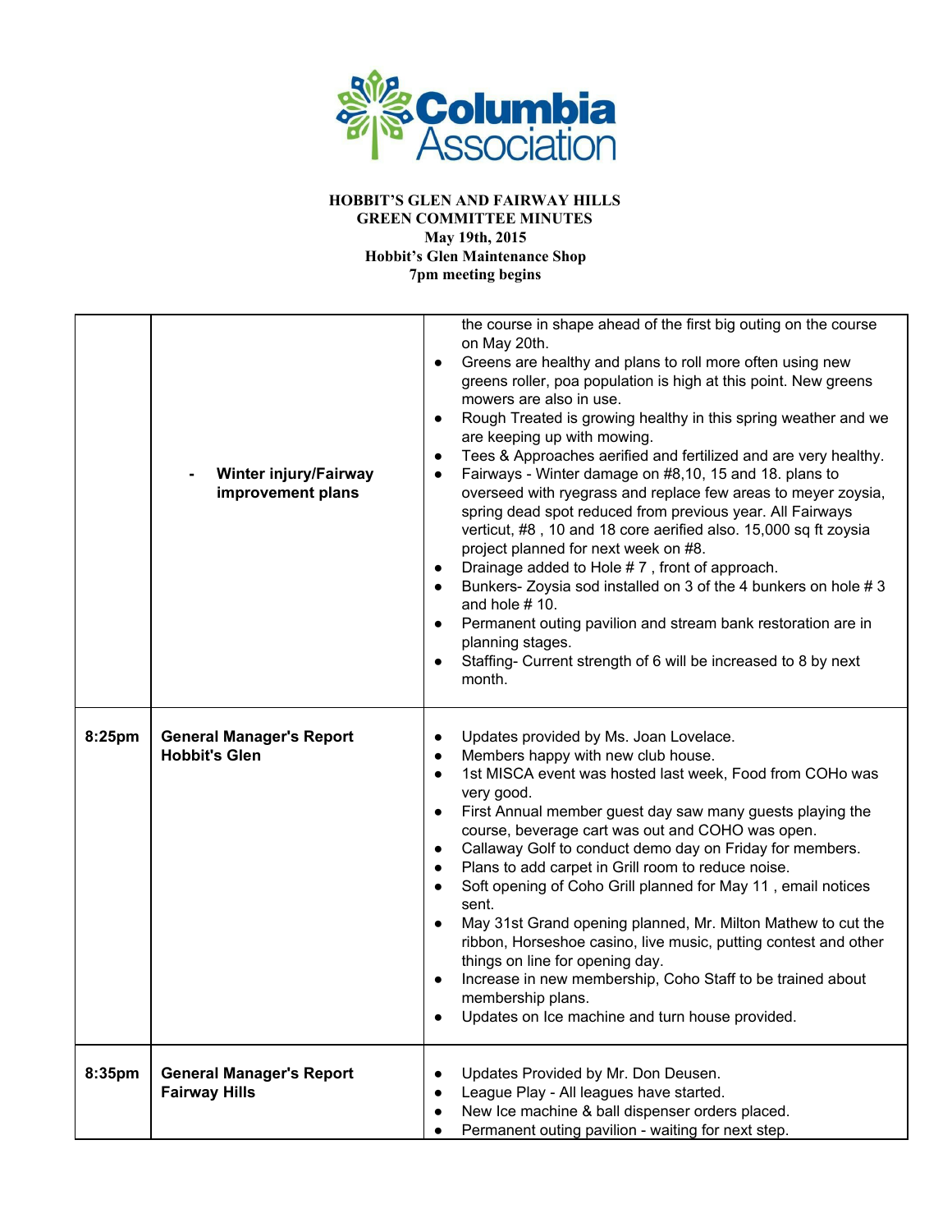**HOBBIT'S GLEN AND FAIRWAY HILLS**
**GREEN COMMITTEE MINUTES**
**May 19th, 2015**
**Hobbit's Glen Maintenance Shop**
**7pm meeting begins**

| | | |
|---|---|---|
| | - **Winter injury/Fairway improvement plans** | the course in shape ahead of the first big outing on the course on May 20th.<br>• Greens are healthy and plans to roll more often using new greens roller, poa population is high at this point. New greens mowers are also in use.<br>• Rough Treated is growing healthy in this spring weather and we are keeping up with mowing.<br>• Tees & Approaches aerified and fertilized and are very healthy.<br>• Fairways - Winter damage on #8,10, 15 and 18. plans to overseed with ryegrass and replace few areas to meyer zoysia, spring dead spot reduced from previous year. All Fairways verticut, #8 , 10 and 18 core aerified also. 15,000 sq ft zoysia project planned for next week on #8.<br>• Drainage added to Hole # 7 , front of approach.<br>• Bunkers- Zoysia sod installed on 3 of the 4 bunkers on hole # 3 and hole # 10.<br>• Permanent outing pavilion and stream bank restoration are in planning stages.<br>• Staffing- Current strength of 6 will be increased to 8 by next month. |
| **8:25pm** | **General Manager's Report Hobbit's Glen** | • Updates provided by Ms. Joan Lovelace.<br>• Members happy with new club house.<br>• 1st MISCA event was hosted last week, Food from COHo was very good.<br>• First Annual member guest day saw many guests playing the course, beverage cart was out and COHO was open.<br>• Callaway Golf to conduct demo day on Friday for members.<br>• Plans to add carpet in Grill room to reduce noise.<br>• Soft opening of Coho Grill planned for May 11 , email notices sent.<br>• May 31st Grand opening planned, Mr. Milton Mathew to cut the ribbon, Horseshoe casino, live music, putting contest and other things on line for opening day.<br>• Increase in new membership, Coho Staff to be trained about membership plans.<br>• Updates on Ice machine and turn house provided. |
| **8:35pm** | **General Manager's Report Fairway Hills** | • Updates Provided by Mr. Don Deusen.<br>• League Play - All leagues have started.<br>• New Ice machine & ball dispenser orders placed.<br>• Permanent outing pavilion - waiting for next step. |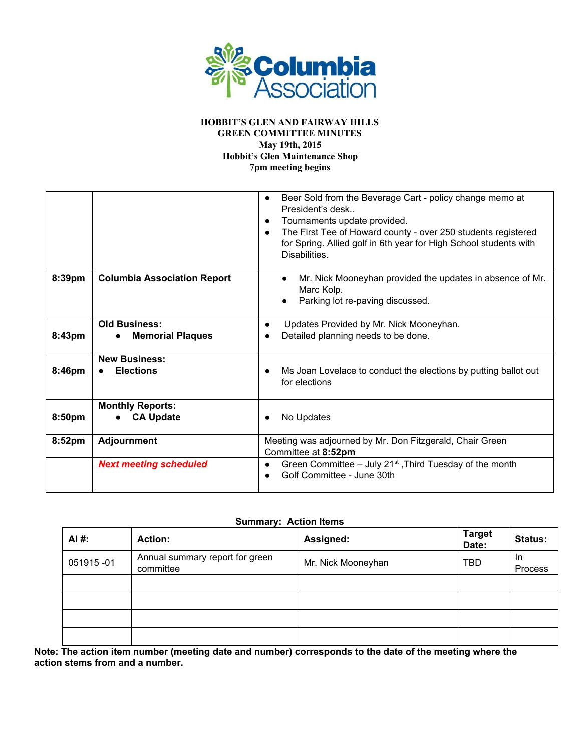**HOBBIT'S GLEN AND FAIRWAY HILLS**
**GREEN COMMITTEE MINUTES**
**May 19th, 2015**
**Hobbit's Glen Maintenance Shop**
**7pm meeting begins**

| | | |
|---|---|---|
| | | • Beer Sold from the Beverage Cart - policy change memo at President's desk..<br>• Tournaments update provided.<br>• The First Tee of Howard county - over 250 students registered for Spring. Allied golf in 6th year for High School students with Disabilities. |
| 8:39pm | **Columbia Association Report** | • Mr. Nick Mooneyhan provided the updates in absence of Mr. Marc Kolp.<br>• Parking lot re-paving discussed. |
| 8:43pm | **Old Business:**<br>• **Memorial Plaques** | • Updates Provided by Mr. Nick Mooneyhan.<br>• Detailed planning needs to be done. |
| 8:46pm | **New Business:**<br>• **Elections** | • Ms Joan Lovelace to conduct the elections by putting ballot out for elections |
| 8:50pm | **Monthly Reports:**<br>• **CA Update** | • No Updates |
| 8:52pm | **Adjournment** | Meeting was adjourned by Mr. Don Fitzgerald, Chair Green Committee at **8:52pm** |
| | ***Next meeting scheduled*** | • Green Committee – July 21st ,Third Tuesday of the month<br>• Golf Committee - June 30th |

**Summary: Action Items**

| AI #: | Action: | Assigned: | Target Date: | Status: |
|---|---|---|---|---|
| 051915 -01 | Annual summary report for green committee | Mr. Nick Mooneyhan | TBD | In Process |
| | | | | |
| | | | | |
| | | | | |
| | | | | |

**Note: The action item number (meeting date and number) corresponds to the date of the meeting where the action stems from and a number.**